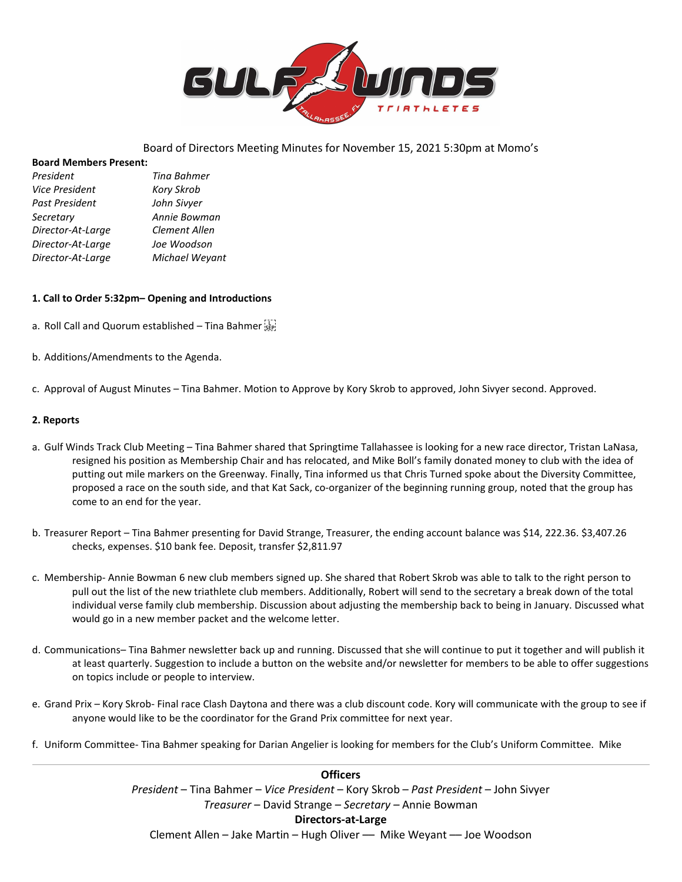Board of Directors Meeting Minutes for November 15, 2021 5:30pm at Momo's

**Board Members Present:**

| | |
|---|---|
| *President* | *Tina Bahmer* |
| *Vice President* | *Kory Skrob* |
| *Past President* | *John Sivyer* |
| *Secretary* | *Annie Bowman* |
| *Director-At-Large* | *Clement Allen* |
| *Director-At-Large* | *Joe Woodson* |
| *Director-At-Large* | *Michael Weyant* |

**1. Call to Order 5:32pm– Opening and Introductions**

a. Roll Call and Quorum established – Tina Bahmer

b. Additions/Amendments to the Agenda.

c. Approval of August Minutes – Tina Bahmer. Motion to Approve by Kory Skrob to approved, John Sivyer second. Approved.

**2. Reports**

a. Gulf Winds Track Club Meeting – Tina Bahmer shared that Springtime Tallahassee is looking for a new race director, Tristan LaNasa, resigned his position as Membership Chair and has relocated, and Mike Boll's family donated money to club with the idea of putting out mile markers on the Greenway. Finally, Tina informed us that Chris Turned spoke about the Diversity Committee, proposed a race on the south side, and that Kat Sack, co-organizer of the beginning running group, noted that the group has come to an end for the year.

b. Treasurer Report – Tina Bahmer presenting for David Strange, Treasurer, the ending account balance was $14, 222.36. $3,407.26 checks, expenses. $10 bank fee. Deposit, transfer $2,811.97

c. Membership- Annie Bowman 6 new club members signed up. She shared that Robert Skrob was able to talk to the right person to pull out the list of the new triathlete club members. Additionally, Robert will send to the secretary a break down of the total individual verse family club membership. Discussion about adjusting the membership back to being in January. Discussed what would go in a new member packet and the welcome letter.

d. Communications– Tina Bahmer newsletter back up and running. Discussed that she will continue to put it together and will publish it at least quarterly. Suggestion to include a button on the website and/or newsletter for members to be able to offer suggestions on topics include or people to interview.

e. Grand Prix – Kory Skrob- Final race Clash Daytona and there was a club discount code. Kory will communicate with the group to see if anyone would like to be the coordinator for the Grand Prix committee for next year.

f. Uniform Committee- Tina Bahmer speaking for Darian Angelier is looking for members for the Club's Uniform Committee. Mike

**Officers**

*President* – Tina Bahmer – *Vice President* – Kory Skrob – *Past President* – John Sivyer
*Treasurer* – David Strange – *Secretary* – Annie Bowman

**Directors-at-Large**

Clement Allen – Jake Martin – Hugh Oliver — Mike Weyant — Joe Woodson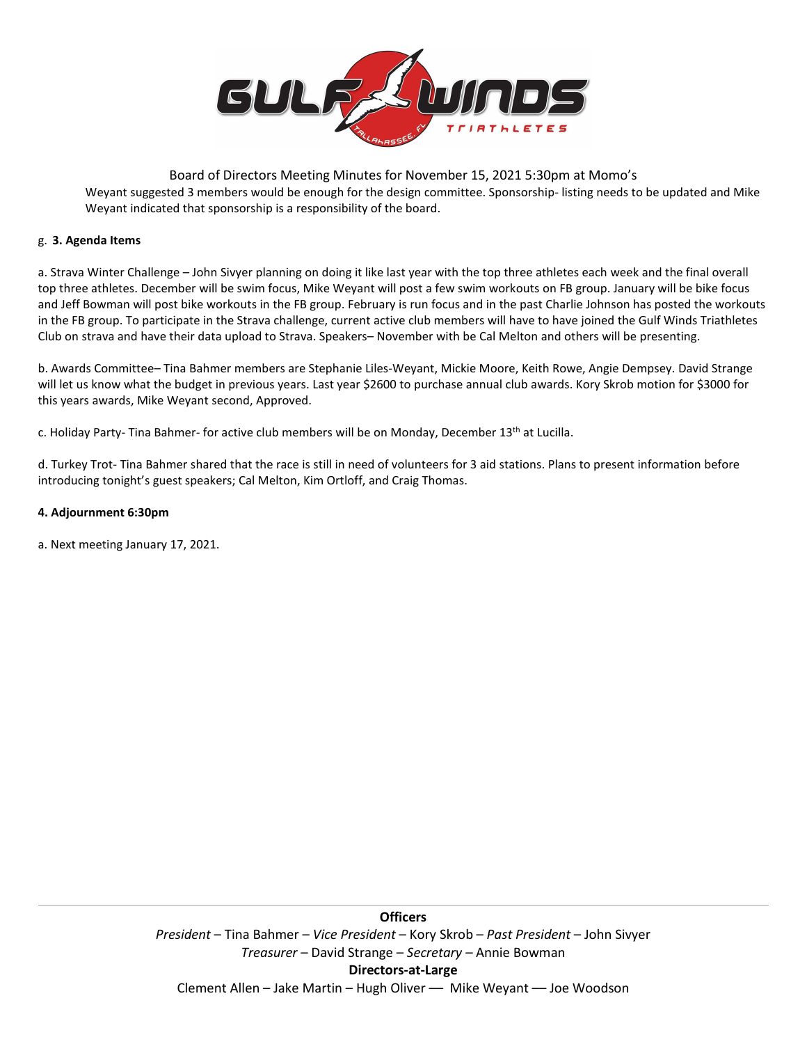Board of Directors Meeting Minutes for November 15, 2021 5:30pm at Momo's

Weyant suggested 3 members would be enough for the design committee. Sponsorship- listing needs to be updated and Mike Weyant indicated that sponsorship is a responsibility of the board.

g. **3. Agenda Items**

a. Strava Winter Challenge – John Sivyer planning on doing it like last year with the top three athletes each week and the final overall top three athletes. December will be swim focus, Mike Weyant will post a few swim workouts on FB group. January will be bike focus and Jeff Bowman will post bike workouts in the FB group. February is run focus and in the past Charlie Johnson has posted the workouts in the FB group. To participate in the Strava challenge, current active club members will have to have joined the Gulf Winds Triathletes Club on strava and have their data upload to Strava. Speakers– November with be Cal Melton and others will be presenting.

b. Awards Committee– Tina Bahmer members are Stephanie Liles-Weyant, Mickie Moore, Keith Rowe, Angie Dempsey. David Strange will let us know what the budget in previous years. Last year $2600 to purchase annual club awards. Kory Skrob motion for $3000 for this years awards, Mike Weyant second, Approved.

c. Holiday Party- Tina Bahmer- for active club members will be on Monday, December 13th at Lucilla.

d. Turkey Trot- Tina Bahmer shared that the race is still in need of volunteers for 3 aid stations. Plans to present information before introducing tonight's guest speakers; Cal Melton, Kim Ortloff, and Craig Thomas.

**4. Adjournment 6:30pm**

a. Next meeting January 17, 2021.

**Officers**

*President* – Tina Bahmer – *Vice President* – Kory Skrob – *Past President* – John Sivyer
*Treasurer* – David Strange – *Secretary* – Annie Bowman

**Directors-at-Large**

Clement Allen – Jake Martin – Hugh Oliver –– Mike Weyant –– Joe Woodson